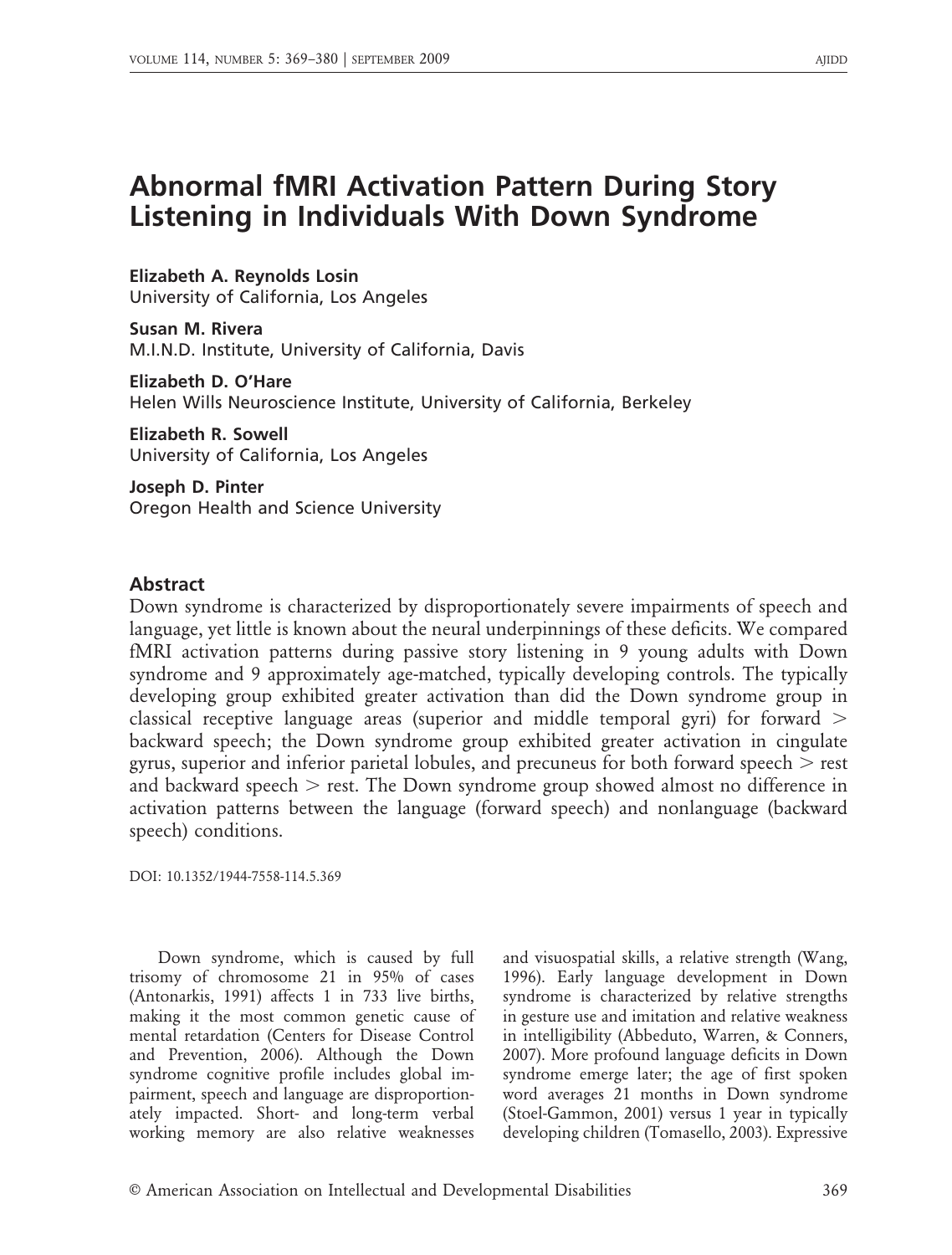# Abnormal fMRI Activation Pattern During Story Listening in Individuals With Down Syndrome

**Elizabeth A. Reynolds Losin**
University of California, Los Angeles

**Susan M. Rivera**
M.I.N.D. Institute, University of California, Davis

**Elizabeth D. O'Hare**
Helen Wills Neuroscience Institute, University of California, Berkeley

**Elizabeth R. Sowell**
University of California, Los Angeles

**Joseph D. Pinter**
Oregon Health and Science University

## Abstract

Down syndrome is characterized by disproportionately severe impairments of speech and language, yet little is known about the neural underpinnings of these deficits. We compared fMRI activation patterns during passive story listening in 9 young adults with Down syndrome and 9 approximately age-matched, typically developing controls. The typically developing group exhibited greater activation than did the Down syndrome group in classical receptive language areas (superior and middle temporal gyri) for forward > backward speech; the Down syndrome group exhibited greater activation in cingulate gyrus, superior and inferior parietal lobules, and precuneus for both forward speech > rest and backward speech > rest. The Down syndrome group showed almost no difference in activation patterns between the language (forward speech) and nonlanguage (backward speech) conditions.

DOI: 10.1352/1944-7558-114.5.369

Down syndrome, which is caused by full trisomy of chromosome 21 in 95% of cases (Antonarkis, 1991) affects 1 in 733 live births, making it the most common genetic cause of mental retardation (Centers for Disease Control and Prevention, 2006). Although the Down syndrome cognitive profile includes global impairment, speech and language are disproportionately impacted. Short- and long-term verbal working memory are also relative weaknesses and visuospatial skills, a relative strength (Wang, 1996). Early language development in Down syndrome is characterized by relative strengths in gesture use and imitation and relative weakness in intelligibility (Abbeduto, Warren, & Conners, 2007). More profound language deficits in Down syndrome emerge later; the age of first spoken word averages 21 months in Down syndrome (Stoel-Gammon, 2001) versus 1 year in typically developing children (Tomasello, 2003). Expressive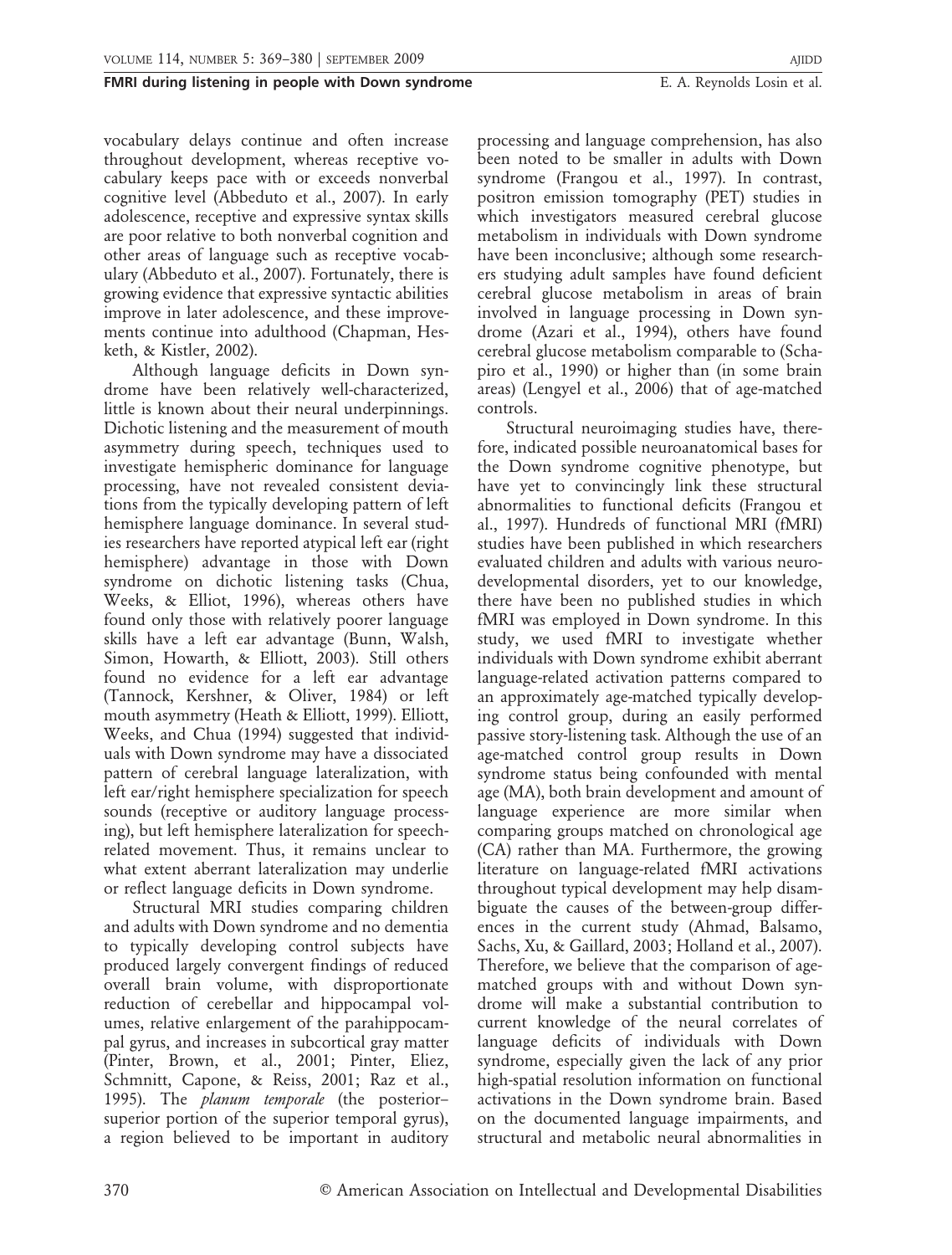vocabulary delays continue and often increase throughout development, whereas receptive vocabulary keeps pace with or exceeds nonverbal cognitive level (Abbeduto et al., 2007). In early adolescence, receptive and expressive syntax skills are poor relative to both nonverbal cognition and other areas of language such as receptive vocabulary (Abbeduto et al., 2007). Fortunately, there is growing evidence that expressive syntactic abilities improve in later adolescence, and these improvements continue into adulthood (Chapman, Hesketh, & Kistler, 2002).

Although language deficits in Down syndrome have been relatively well-characterized, little is known about their neural underpinnings. Dichotic listening and the measurement of mouth asymmetry during speech, techniques used to investigate hemispheric dominance for language processing, have not revealed consistent deviations from the typically developing pattern of left hemisphere language dominance. In several studies researchers have reported atypical left ear (right hemisphere) advantage in those with Down syndrome on dichotic listening tasks (Chua, Weeks, & Elliot, 1996), whereas others have found only those with relatively poorer language skills have a left ear advantage (Bunn, Walsh, Simon, Howarth, & Elliott, 2003). Still others found no evidence for a left ear advantage (Tannock, Kershner, & Oliver, 1984) or left mouth asymmetry (Heath & Elliott, 1999). Elliott, Weeks, and Chua (1994) suggested that individuals with Down syndrome may have a dissociated pattern of cerebral language lateralization, with left ear/right hemisphere specialization for speech sounds (receptive or auditory language processing), but left hemisphere lateralization for speech-related movement. Thus, it remains unclear to what extent aberrant lateralization may underlie or reflect language deficits in Down syndrome.

Structural MRI studies comparing children and adults with Down syndrome and no dementia to typically developing control subjects have produced largely convergent findings of reduced overall brain volume, with disproportionate reduction of cerebellar and hippocampal volumes, relative enlargement of the parahippocampal gyrus, and increases in subcortical gray matter (Pinter, Brown, et al., 2001; Pinter, Eliez, Schmnitt, Capone, & Reiss, 2001; Raz et al., 1995). The *planum temporale* (the posterior–superior portion of the superior temporal gyrus), a region believed to be important in auditory processing and language comprehension, has also been noted to be smaller in adults with Down syndrome (Frangou et al., 1997). In contrast, positron emission tomography (PET) studies in which investigators measured cerebral glucose metabolism in individuals with Down syndrome have been inconclusive; although some researchers studying adult samples have found deficient cerebral glucose metabolism in areas of brain involved in language processing in Down syndrome (Azari et al., 1994), others have found cerebral glucose metabolism comparable to (Schapiro et al., 1990) or higher than (in some brain areas) (Lengyel et al., 2006) that of age-matched controls.

Structural neuroimaging studies have, therefore, indicated possible neuroanatomical bases for the Down syndrome cognitive phenotype, but have yet to convincingly link these structural abnormalities to functional deficits (Frangou et al., 1997). Hundreds of functional MRI (fMRI) studies have been published in which researchers evaluated children and adults with various neurodevelopmental disorders, yet to our knowledge, there have been no published studies in which fMRI was employed in Down syndrome. In this study, we used fMRI to investigate whether individuals with Down syndrome exhibit aberrant language-related activation patterns compared to an approximately age-matched typically developing control group, during an easily performed passive story-listening task. Although the use of an age-matched control group results in Down syndrome status being confounded with mental age (MA), both brain development and amount of language experience are more similar when comparing groups matched on chronological age (CA) rather than MA. Furthermore, the growing literature on language-related fMRI activations throughout typical development may help disambiguate the causes of the between-group differences in the current study (Ahmad, Balsamo, Sachs, Xu, & Gaillard, 2003; Holland et al., 2007). Therefore, we believe that the comparison of age-matched groups with and without Down syndrome will make a substantial contribution to current knowledge of the neural correlates of language deficits of individuals with Down syndrome, especially given the lack of any prior high-spatial resolution information on functional activations in the Down syndrome brain. Based on the documented language impairments, and structural and metabolic neural abnormalities in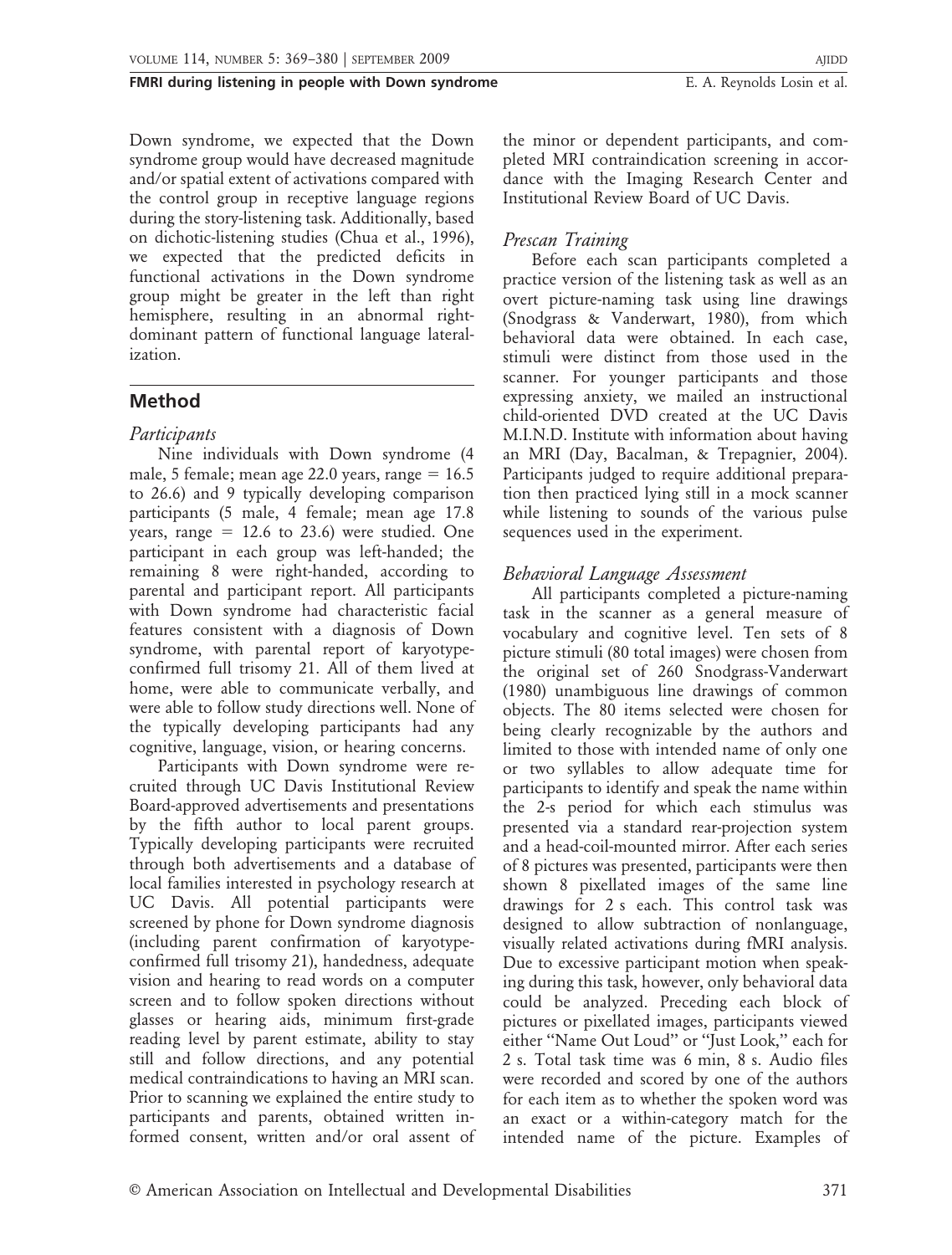Down syndrome, we expected that the Down syndrome group would have decreased magnitude and/or spatial extent of activations compared with the control group in receptive language regions during the story-listening task. Additionally, based on dichotic-listening studies (Chua et al., 1996), we expected that the predicted deficits in functional activations in the Down syndrome group might be greater in the left than right hemisphere, resulting in an abnormal right-dominant pattern of functional language lateralization.

## Method

### *Participants*

Nine individuals with Down syndrome (4 male, 5 female; mean age 22.0 years, range = 16.5 to 26.6) and 9 typically developing comparison participants (5 male, 4 female; mean age 17.8 years, range = 12.6 to 23.6) were studied. One participant in each group was left-handed; the remaining 8 were right-handed, according to parental and participant report. All participants with Down syndrome had characteristic facial features consistent with a diagnosis of Down syndrome, with parental report of karyotype-confirmed full trisomy 21. All of them lived at home, were able to communicate verbally, and were able to follow study directions well. None of the typically developing participants had any cognitive, language, vision, or hearing concerns.

Participants with Down syndrome were recruited through UC Davis Institutional Review Board-approved advertisements and presentations by the fifth author to local parent groups. Typically developing participants were recruited through both advertisements and a database of local families interested in psychology research at UC Davis. All potential participants were screened by phone for Down syndrome diagnosis (including parent confirmation of karyotype-confirmed full trisomy 21), handedness, adequate vision and hearing to read words on a computer screen and to follow spoken directions without glasses or hearing aids, minimum first-grade reading level by parent estimate, ability to stay still and follow directions, and any potential medical contraindications to having an MRI scan. Prior to scanning we explained the entire study to participants and parents, obtained written informed consent, written and/or oral assent of the minor or dependent participants, and completed MRI contraindication screening in accordance with the Imaging Research Center and Institutional Review Board of UC Davis.

### *Prescan Training*

Before each scan participants completed a practice version of the listening task as well as an overt picture-naming task using line drawings (Snodgrass & Vanderwart, 1980), from which behavioral data were obtained. In each case, stimuli were distinct from those used in the scanner. For younger participants and those expressing anxiety, we mailed an instructional child-oriented DVD created at the UC Davis M.I.N.D. Institute with information about having an MRI (Day, Bacalman, & Trepagnier, 2004). Participants judged to require additional preparation then practiced lying still in a mock scanner while listening to sounds of the various pulse sequences used in the experiment.

### *Behavioral Language Assessment*

All participants completed a picture-naming task in the scanner as a general measure of vocabulary and cognitive level. Ten sets of 8 picture stimuli (80 total images) were chosen from the original set of 260 Snodgrass-Vanderwart (1980) unambiguous line drawings of common objects. The 80 items selected were chosen for being clearly recognizable by the authors and limited to those with intended name of only one or two syllables to allow adequate time for participants to identify and speak the name within the 2-s period for which each stimulus was presented via a standard rear-projection system and a head-coil-mounted mirror. After each series of 8 pictures was presented, participants were then shown 8 pixellated images of the same line drawings for 2 s each. This control task was designed to allow subtraction of nonlanguage, visually related activations during fMRI analysis. Due to excessive participant motion when speaking during this task, however, only behavioral data could be analyzed. Preceding each block of pictures or pixellated images, participants viewed either "Name Out Loud" or "Just Look," each for 2 s. Total task time was 6 min, 8 s. Audio files were recorded and scored by one of the authors for each item as to whether the spoken word was an exact or a within-category match for the intended name of the picture. Examples of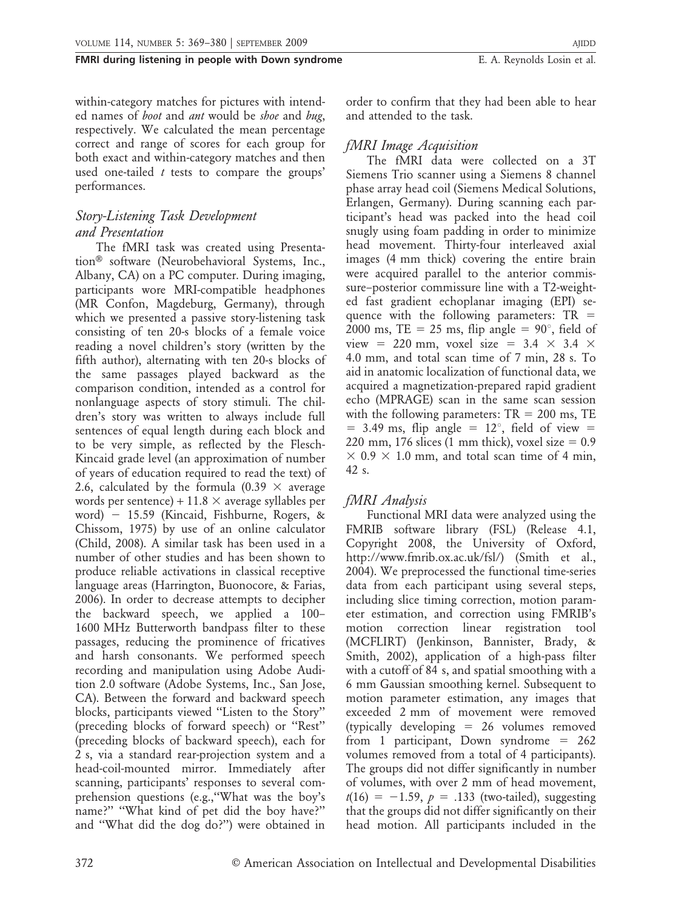within-category matches for pictures with intended names of *boot* and *ant* would be *shoe* and *bug*, respectively. We calculated the mean percentage correct and range of scores for each group for both exact and within-category matches and then used one-tailed $t$ tests to compare the groups' performances.

### *Story-Listening Task Development and Presentation*

The fMRI task was created using Presentation® software (Neurobehavioral Systems, Inc., Albany, CA) on a PC computer. During imaging, participants wore MRI-compatible headphones (MR Confon, Magdeburg, Germany), through which we presented a passive story-listening task consisting of ten 20-s blocks of a female voice reading a novel children's story (written by the fifth author), alternating with ten 20-s blocks of the same passages played backward as the comparison condition, intended as a control for nonlanguage aspects of story stimuli. The children's story was written to always include full sentences of equal length during each block and to be very simple, as reflected by the Flesch-Kincaid grade level (an approximation of number of years of education required to read the text) of 2.6, calculated by the formula ($0.39 \times$ average words per sentence) + $11.8 \times$ average syllables per word) − 15.59 (Kincaid, Fishburne, Rogers, & Chissom, 1975) by use of an online calculator (Child, 2008). A similar task has been used in a number of other studies and has been shown to produce reliable activations in classical receptive language areas (Harrington, Buonocore, & Farias, 2006). In order to decrease attempts to decipher the backward speech, we applied a 100–1600 MHz Butterworth bandpass filter to these passages, reducing the prominence of fricatives and harsh consonants. We performed speech recording and manipulation using Adobe Audition 2.0 software (Adobe Systems, Inc., San Jose, CA). Between the forward and backward speech blocks, participants viewed "Listen to the Story" (preceding blocks of forward speech) or "Rest" (preceding blocks of backward speech), each for 2 s, via a standard rear-projection system and a head-coil-mounted mirror. Immediately after scanning, participants' responses to several comprehension questions (e.g.,"What was the boy's name?" "What kind of pet did the boy have?" and "What did the dog do?") were obtained in order to confirm that they had been able to hear and attended to the task.

### *fMRI Image Acquisition*

The fMRI data were collected on a 3T Siemens Trio scanner using a Siemens 8 channel phase array head coil (Siemens Medical Solutions, Erlangen, Germany). During scanning each participant's head was packed into the head coil snugly using foam padding in order to minimize head movement. Thirty-four interleaved axial images (4 mm thick) covering the entire brain were acquired parallel to the anterior commissure–posterior commissure line with a T2-weighted fast gradient echoplanar imaging (EPI) sequence with the following parameters: TR = 2000 ms, TE = 25 ms, flip angle = 90°, field of view = 220 mm, voxel size = $3.4 \times 3.4 \times 4.0$ mm, and total scan time of 7 min, 28 s. To aid in anatomic localization of functional data, we acquired a magnetization-prepared rapid gradient echo (MPRAGE) scan in the same scan session with the following parameters: TR = 200 ms, TE = 3.49 ms, flip angle = 12°, field of view = 220 mm, 176 slices (1 mm thick), voxel size = $0.9 \times 0.9 \times 1.0$ mm, and total scan time of 4 min, 42 s.

### *fMRI Analysis*

Functional MRI data were analyzed using the FMRIB software library (FSL) (Release 4.1, Copyright 2008, the University of Oxford, http://www.fmrib.ox.ac.uk/fsl/) (Smith et al., 2004). We preprocessed the functional time-series data from each participant using several steps, including slice timing correction, motion parameter estimation, and correction using FMRIB's motion correction linear registration tool (MCFLIRT) (Jenkinson, Bannister, Brady, & Smith, 2002), application of a high-pass filter with a cutoff of 84 s, and spatial smoothing with a 6 mm Gaussian smoothing kernel. Subsequent to motion parameter estimation, any images that exceeded 2 mm of movement were removed (typically developing = 26 volumes removed from 1 participant, Down syndrome = 262 volumes removed from a total of 4 participants). The groups did not differ significantly in number of volumes, with over 2 mm of head movement, $t(16) = -1.59$, $p = .133$ (two-tailed), suggesting that the groups did not differ significantly on their head motion. All participants included in the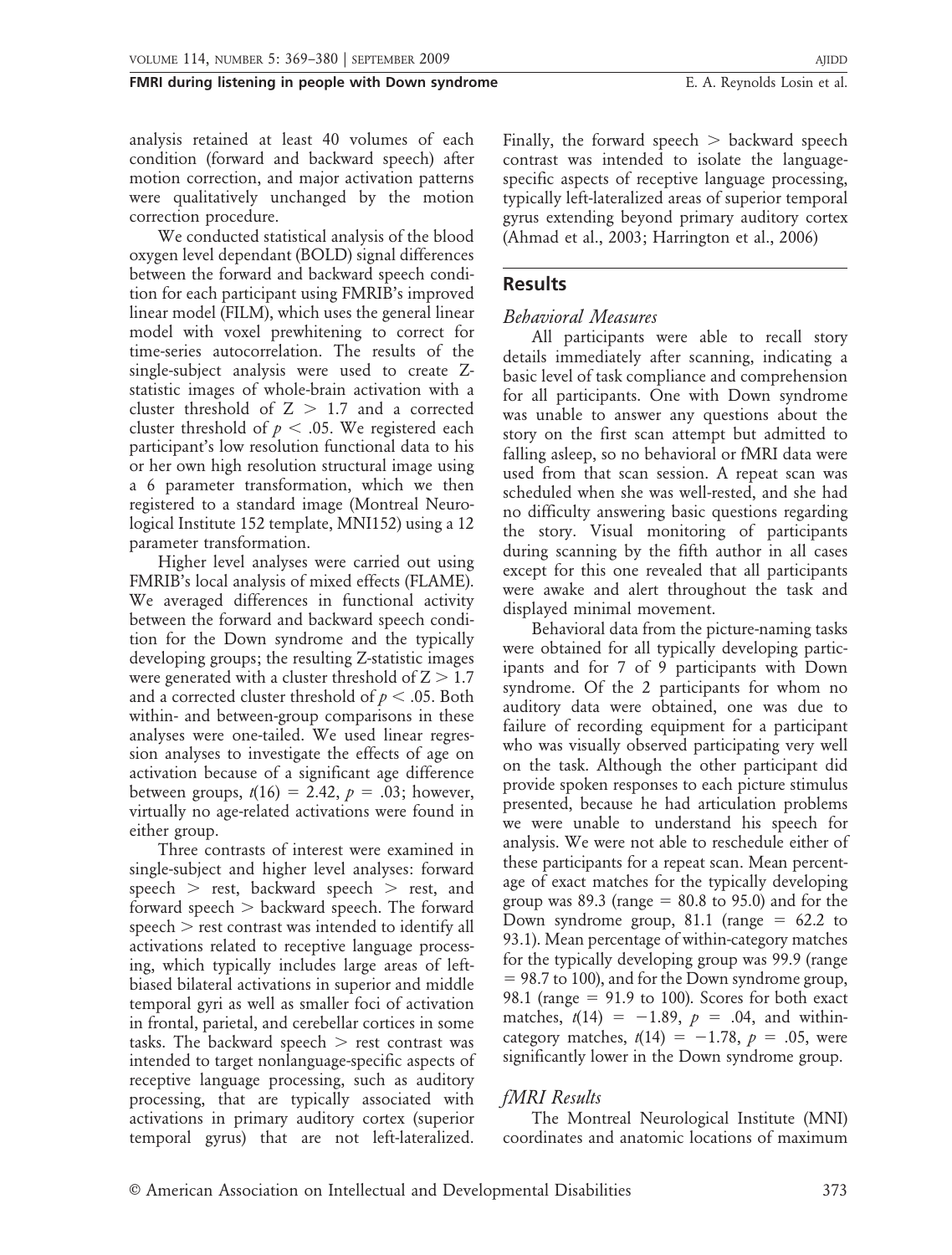analysis retained at least 40 volumes of each condition (forward and backward speech) after motion correction, and major activation patterns were qualitatively unchanged by the motion correction procedure.

We conducted statistical analysis of the blood oxygen level dependant (BOLD) signal differences between the forward and backward speech condition for each participant using FMRIB's improved linear model (FILM), which uses the general linear model with voxel prewhitening to correct for time-series autocorrelation. The results of the single-subject analysis were used to create Z-statistic images of whole-brain activation with a cluster threshold of $Z > 1.7$ and a corrected cluster threshold of $p < .05$. We registered each participant's low resolution functional data to his or her own high resolution structural image using a 6 parameter transformation, which we then registered to a standard image (Montreal Neurological Institute 152 template, MNI152) using a 12 parameter transformation.

Higher level analyses were carried out using FMRIB's local analysis of mixed effects (FLAME). We averaged differences in functional activity between the forward and backward speech condition for the Down syndrome and the typically developing groups; the resulting Z-statistic images were generated with a cluster threshold of $Z > 1.7$ and a corrected cluster threshold of $p < .05$. Both within- and between-group comparisons in these analyses were one-tailed. We used linear regression analyses to investigate the effects of age on activation because of a significant age difference between groups, $t(16) = 2.42$, $p = .03$; however, virtually no age-related activations were found in either group.

Three contrasts of interest were examined in single-subject and higher level analyses: forward speech > rest, backward speech > rest, and forward speech > backward speech. The forward speech > rest contrast was intended to identify all activations related to receptive language processing, which typically includes large areas of left-biased bilateral activations in superior and middle temporal gyri as well as smaller foci of activation in frontal, parietal, and cerebellar cortices in some tasks. The backward speech > rest contrast was intended to target nonlanguage-specific aspects of receptive language processing, such as auditory processing, that are typically associated with activations in primary auditory cortex (superior temporal gyrus) that are not left-lateralized. Finally, the forward speech > backward speech contrast was intended to isolate the language-specific aspects of receptive language processing, typically left-lateralized areas of superior temporal gyrus extending beyond primary auditory cortex (Ahmad et al., 2003; Harrington et al., 2006)

## Results

### *Behavioral Measures*

All participants were able to recall story details immediately after scanning, indicating a basic level of task compliance and comprehension for all participants. One with Down syndrome was unable to answer any questions about the story on the first scan attempt but admitted to falling asleep, so no behavioral or fMRI data were used from that scan session. A repeat scan was scheduled when she was well-rested, and she had no difficulty answering basic questions regarding the story. Visual monitoring of participants during scanning by the fifth author in all cases except for this one revealed that all participants were awake and alert throughout the task and displayed minimal movement.

Behavioral data from the picture-naming tasks were obtained for all typically developing participants and for 7 of 9 participants with Down syndrome. Of the 2 participants for whom no auditory data were obtained, one was due to failure of recording equipment for a participant who was visually observed participating very well on the task. Although the other participant did provide spoken responses to each picture stimulus presented, because he had articulation problems we were unable to understand his speech for analysis. We were not able to reschedule either of these participants for a repeat scan. Mean percentage of exact matches for the typically developing group was 89.3 (range = 80.8 to 95.0) and for the Down syndrome group, 81.1 (range = 62.2 to 93.1). Mean percentage of within-category matches for the typically developing group was 99.9 (range = 98.7 to 100), and for the Down syndrome group, 98.1 (range = 91.9 to 100). Scores for both exact matches, $t(14) = -1.89$, $p = .04$, and within-category matches, $t(14) = -1.78$, $p = .05$, were significantly lower in the Down syndrome group.

### *fMRI Results*

The Montreal Neurological Institute (MNI) coordinates and anatomic locations of maximum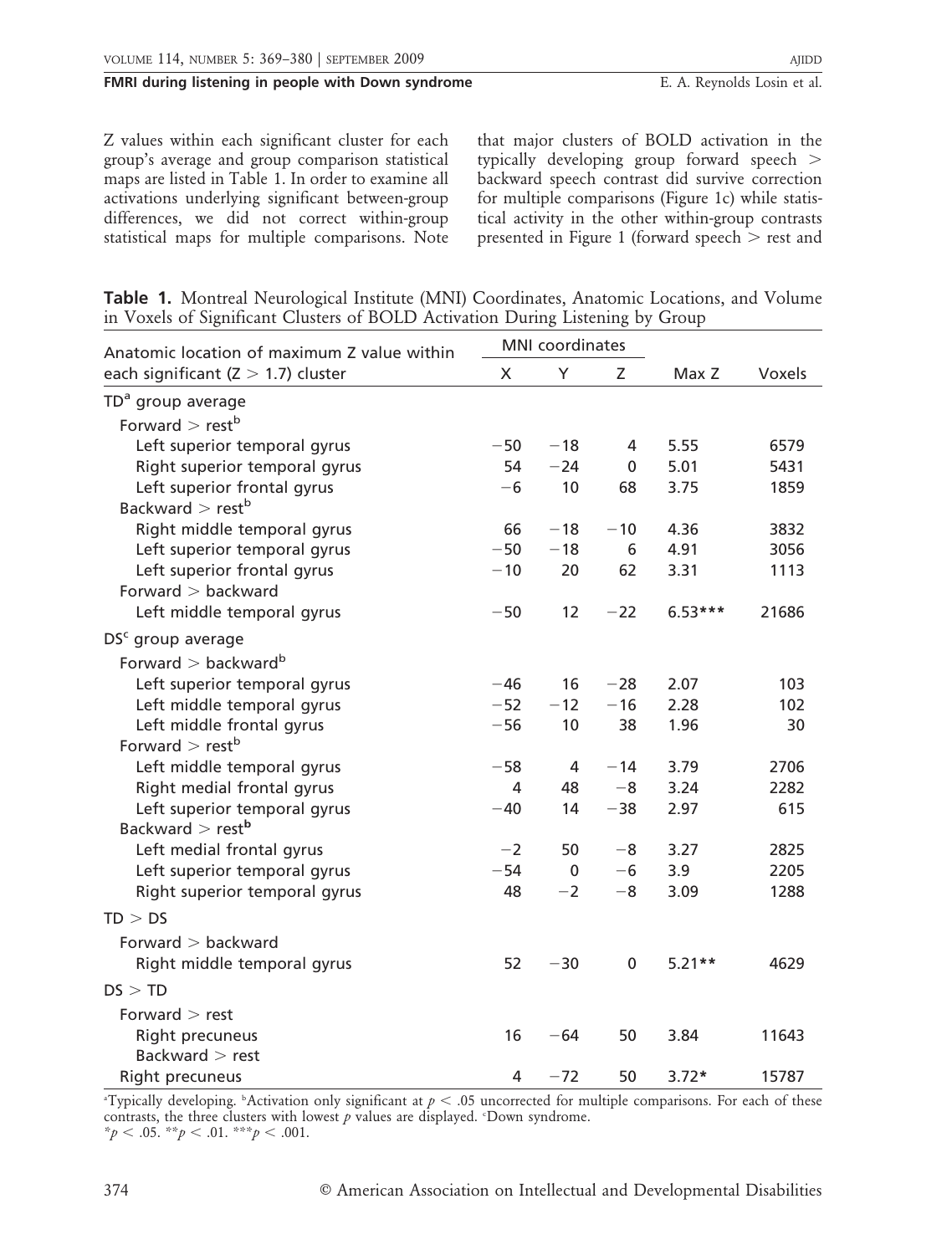Z values within each significant cluster for each group's average and group comparison statistical maps are listed in Table 1. In order to examine all activations underlying significant between-group differences, we did not correct within-group statistical maps for multiple comparisons. Note that major clusters of BOLD activation in the typically developing group forward speech > backward speech contrast did survive correction for multiple comparisons (Figure 1c) while statistical activity in the other within-group contrasts presented in Figure 1 (forward speech > rest and

**Table 1.** Montreal Neurological Institute (MNI) Coordinates, Anatomic Locations, and Volume in Voxels of Significant Clusters of BOLD Activation During Listening by Group

| Anatomic location of maximum Z value within each significant (Z > 1.7) cluster | MNI coordinates | | | Max Z | Voxels |
|---|---|---|---|---|---|
| | X | Y | Z | | |
| TD[a] group average | | | | | |
| Forward > rest[b] | | | | | |
| Left superior temporal gyrus | −50 | −18 | 4 | 5.55 | 6579 |
| Right superior temporal gyrus | 54 | −24 | 0 | 5.01 | 5431 |
| Left superior frontal gyrus | −6 | 10 | 68 | 3.75 | 1859 |
| Backward > rest[b] | | | | | |
| Right middle temporal gyrus | 66 | −18 | −10 | 4.36 | 3832 |
| Left superior temporal gyrus | −50 | −18 | 6 | 4.91 | 3056 |
| Left superior frontal gyrus | −10 | 20 | 62 | 3.31 | 1113 |
| Forward > backward | | | | | |
| Left middle temporal gyrus | −50 | 12 | −22 | 6.53*** | 21686 |
| DS[c] group average | | | | | |
| Forward > backward[b] | | | | | |
| Left superior temporal gyrus | −46 | 16 | −28 | 2.07 | 103 |
| Left middle temporal gyrus | −52 | −12 | −16 | 2.28 | 102 |
| Left middle frontal gyrus | −56 | 10 | 38 | 1.96 | 30 |
| Forward > rest[b] | | | | | |
| Left middle temporal gyrus | −58 | 4 | −14 | 3.79 | 2706 |
| Right medial frontal gyrus | 4 | 48 | −8 | 3.24 | 2282 |
| Left superior temporal gyrus | −40 | 14 | −38 | 2.97 | 615 |
| Backward > rest[b] | | | | | |
| Left medial frontal gyrus | −2 | 50 | −8 | 3.27 | 2825 |
| Left superior temporal gyrus | −54 | 0 | −6 | 3.9 | 2205 |
| Right superior temporal gyrus | 48 | −2 | −8 | 3.09 | 1288 |
| TD > DS | | | | | |
| Forward > backward | | | | | |
| Right middle temporal gyrus | 52 | −30 | 0 | 5.21** | 4629 |
| DS > TD | | | | | |
| Forward > rest | | | | | |
| Right precuneus | 16 | −64 | 50 | 3.84 | 11643 |
| Backward > rest | | | | | |
| Right precuneus | 4 | −72 | 50 | 3.72* | 15787 |

[a]Typically developing. [b]Activation only significant at $p < .05$ uncorrected for multiple comparisons. For each of these contrasts, the three clusters with lowest $p$ values are displayed. [c]Down syndrome.
$^{*}p < .05$. $^{**}p < .01$. $^{***}p < .001$.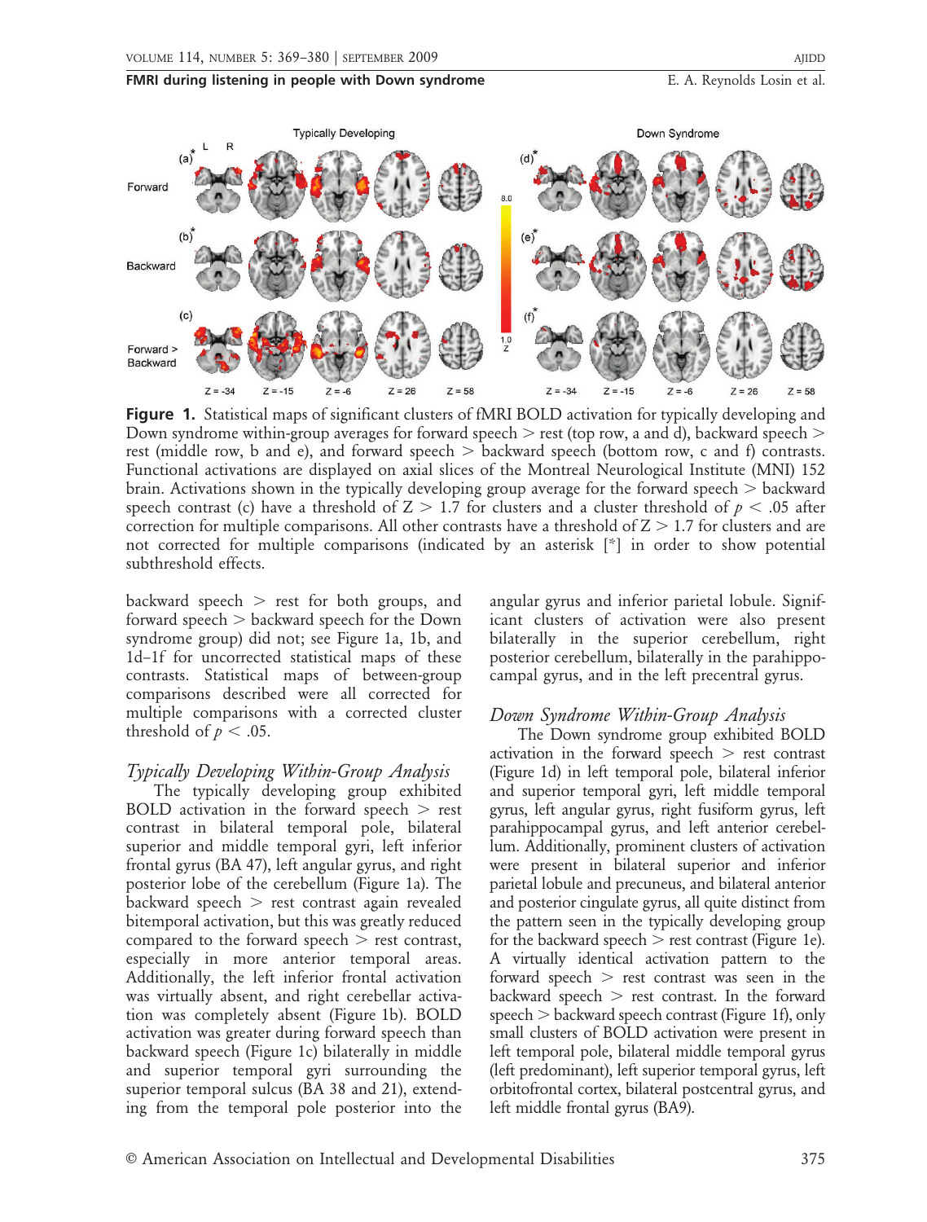**Figure 1.** Statistical maps of significant clusters of fMRI BOLD activation for typically developing and Down syndrome within-group averages for forward speech > rest (top row, a and d), backward speech > rest (middle row, b and e), and forward speech > backward speech (bottom row, c and f) contrasts. Functional activations are displayed on axial slices of the Montreal Neurological Institute (MNI) 152 brain. Activations shown in the typically developing group average for the forward speech > backward speech contrast (c) have a threshold of $Z > 1.7$ for clusters and a cluster threshold of $p < .05$ after correction for multiple comparisons. All other contrasts have a threshold of $Z > 1.7$ for clusters and are not corrected for multiple comparisons (indicated by an asterisk [*] in order to show potential subthreshold effects.

backward speech > rest for both groups, and forward speech > backward speech for the Down syndrome group) did not; see Figure 1a, 1b, and 1d–1f for uncorrected statistical maps of these contrasts. Statistical maps of between-group comparisons described were all corrected for multiple comparisons with a corrected cluster threshold of $p < .05$.

## *Typically Developing Within-Group Analysis*

The typically developing group exhibited BOLD activation in the forward speech > rest contrast in bilateral temporal pole, bilateral superior and middle temporal gyri, left inferior frontal gyrus (BA 47), left angular gyrus, and right posterior lobe of the cerebellum (Figure 1a). The backward speech > rest contrast again revealed bitemporal activation, but this was greatly reduced compared to the forward speech > rest contrast, especially in more anterior temporal areas. Additionally, the left inferior frontal activation was virtually absent, and right cerebellar activation was completely absent (Figure 1b). BOLD activation was greater during forward speech than backward speech (Figure 1c) bilaterally in middle and superior temporal gyri surrounding the superior temporal sulcus (BA 38 and 21), extending from the temporal pole posterior into the angular gyrus and inferior parietal lobule. Significant clusters of activation were also present bilaterally in the superior cerebellum, right posterior cerebellum, bilaterally in the parahippocampal gyrus, and in the left precentral gyrus.

## *Down Syndrome Within-Group Analysis*

The Down syndrome group exhibited BOLD activation in the forward speech > rest contrast (Figure 1d) in left temporal pole, bilateral inferior and superior temporal gyri, left middle temporal gyrus, left angular gyrus, right fusiform gyrus, left parahippocampal gyrus, and left anterior cerebellum. Additionally, prominent clusters of activation were present in bilateral superior and inferior parietal lobule and precuneus, and bilateral anterior and posterior cingulate gyrus, all quite distinct from the pattern seen in the typically developing group for the backward speech > rest contrast (Figure 1e). A virtually identical activation pattern to the forward speech > rest contrast was seen in the backward speech > rest contrast. In the forward speech > backward speech contrast (Figure 1f), only small clusters of BOLD activation were present in left temporal pole, bilateral middle temporal gyrus (left predominant), left superior temporal gyrus, left orbitofrontal cortex, bilateral postcentral gyrus, and left middle frontal gyrus (BA9).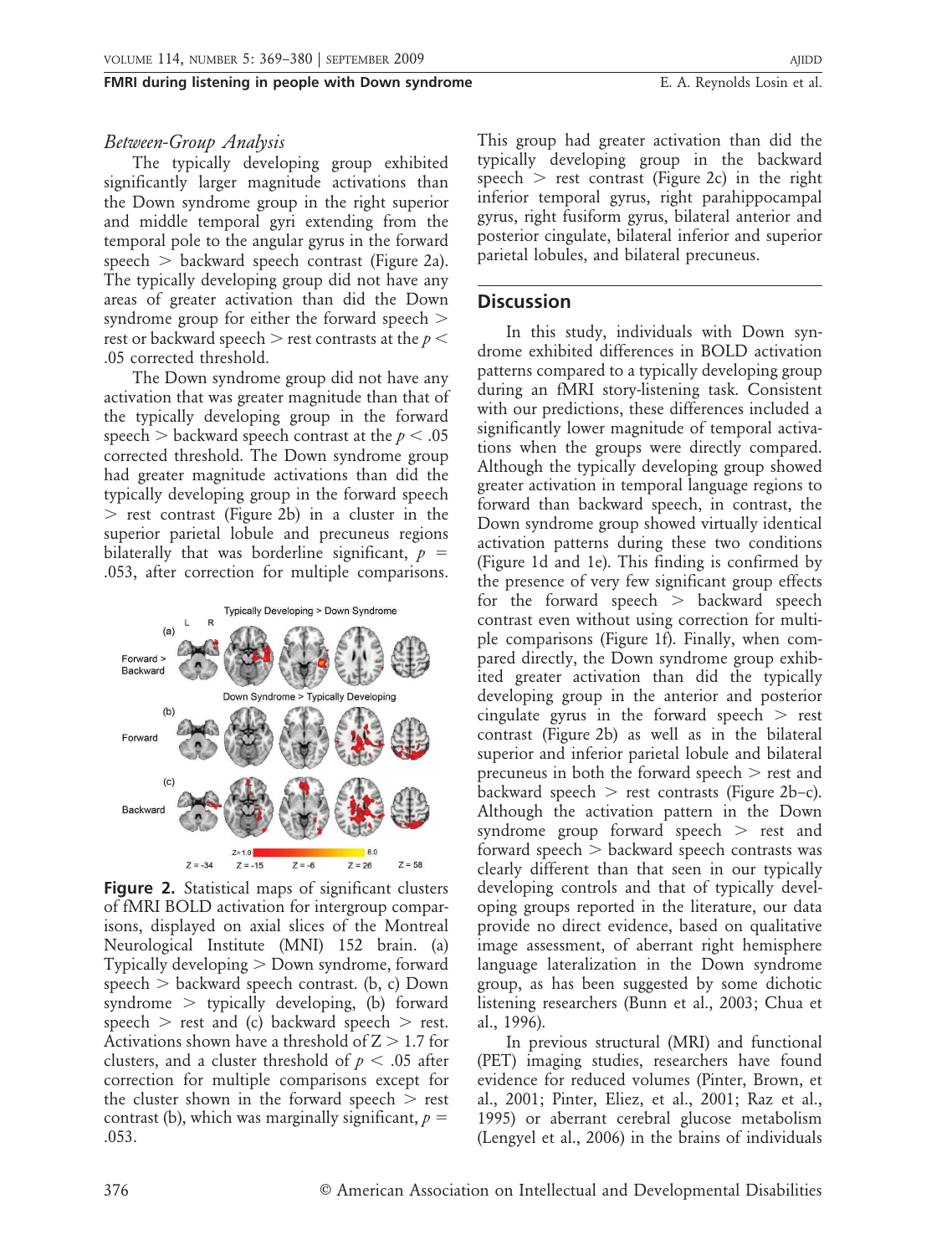### *Between-Group Analysis*

The typically developing group exhibited significantly larger magnitude activations than the Down syndrome group in the right superior and middle temporal gyri extending from the temporal pole to the angular gyrus in the forward speech > backward speech contrast (Figure 2a). The typically developing group did not have any areas of greater activation than did the Down syndrome group for either the forward speech > rest or backward speech > rest contrasts at the $p < .05$ corrected threshold.

The Down syndrome group did not have any activation that was greater magnitude than that of the typically developing group in the forward speech > backward speech contrast at the $p < .05$ corrected threshold. The Down syndrome group had greater magnitude activations than did the typically developing group in the forward speech > rest contrast (Figure 2b) in a cluster in the superior parietal lobule and precuneus regions bilaterally that was borderline significant, $p = .053$, after correction for multiple comparisons.

**Figure 2.** Statistical maps of significant clusters of fMRI BOLD activation for intergroup comparisons, displayed on axial slices of the Montreal Neurological Institute (MNI) 152 brain. (a) Typically developing > Down syndrome, forward speech > backward speech contrast. (b, c) Down syndrome > typically developing, (b) forward speech > rest and (c) backward speech > rest. Activations shown have a threshold of $Z > 1.7$ for clusters, and a cluster threshold of $p < .05$ after correction for multiple comparisons except for the cluster shown in the forward speech > rest contrast (b), which was marginally significant, $p = .053$.

This group had greater activation than did the typically developing group in the backward speech > rest contrast (Figure 2c) in the right inferior temporal gyrus, right parahippocampal gyrus, right fusiform gyrus, bilateral anterior and posterior cingulate, bilateral inferior and superior parietal lobules, and bilateral precuneus.

## Discussion

In this study, individuals with Down syndrome exhibited differences in BOLD activation patterns compared to a typically developing group during an fMRI story-listening task. Consistent with our predictions, these differences included a significantly lower magnitude of temporal activations when the groups were directly compared. Although the typically developing group showed greater activation in temporal language regions to forward than backward speech, in contrast, the Down syndrome group showed virtually identical activation patterns during these two conditions (Figure 1d and 1e). This finding is confirmed by the presence of very few significant group effects for the forward speech > backward speech contrast even without using correction for multiple comparisons (Figure 1f). Finally, when compared directly, the Down syndrome group exhibited greater activation than did the typically developing group in the anterior and posterior cingulate gyrus in the forward speech > rest contrast (Figure 2b) as well as in the bilateral superior and inferior parietal lobule and bilateral precuneus in both the forward speech > rest and backward speech > rest contrasts (Figure 2b–c). Although the activation pattern in the Down syndrome group forward speech > rest and forward speech > backward speech contrasts was clearly different than that seen in our typically developing controls and that of typically developing groups reported in the literature, our data provide no direct evidence, based on qualitative image assessment, of aberrant right hemisphere language lateralization in the Down syndrome group, as has been suggested by some dichotic listening researchers (Bunn et al., 2003; Chua et al., 1996).

In previous structural (MRI) and functional (PET) imaging studies, researchers have found evidence for reduced volumes (Pinter, Brown, et al., 2001; Pinter, Eliez, et al., 2001; Raz et al., 1995) or aberrant cerebral glucose metabolism (Lengyel et al., 2006) in the brains of individuals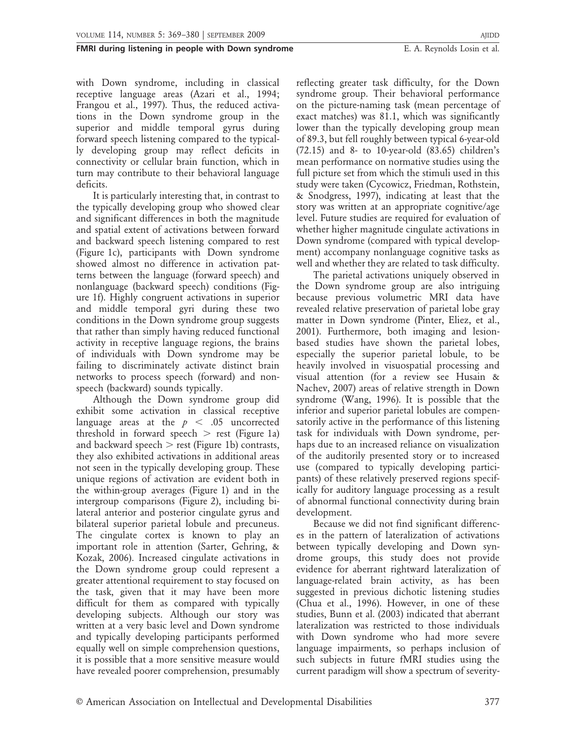with Down syndrome, including in classical receptive language areas (Azari et al., 1994; Frangou et al., 1997). Thus, the reduced activations in the Down syndrome group in the superior and middle temporal gyrus during forward speech listening compared to the typically developing group may reflect deficits in connectivity or cellular brain function, which in turn may contribute to their behavioral language deficits.

It is particularly interesting that, in contrast to the typically developing group who showed clear and significant differences in both the magnitude and spatial extent of activations between forward and backward speech listening compared to rest (Figure 1c), participants with Down syndrome showed almost no difference in activation patterns between the language (forward speech) and nonlanguage (backward speech) conditions (Figure 1f). Highly congruent activations in superior and middle temporal gyri during these two conditions in the Down syndrome group suggests that rather than simply having reduced functional activity in receptive language regions, the brains of individuals with Down syndrome may be failing to discriminately activate distinct brain networks to process speech (forward) and nonspeech (backward) sounds typically.

Although the Down syndrome group did exhibit some activation in classical receptive language areas at the $p < .05$ uncorrected threshold in forward speech > rest (Figure 1a) and backward speech > rest (Figure 1b) contrasts, they also exhibited activations in additional areas not seen in the typically developing group. These unique regions of activation are evident both in the within-group averages (Figure 1) and in the intergroup comparisons (Figure 2), including bilateral anterior and posterior cingulate gyrus and bilateral superior parietal lobule and precuneus. The cingulate cortex is known to play an important role in attention (Sarter, Gehring, & Kozak, 2006). Increased cingulate activations in the Down syndrome group could represent a greater attentional requirement to stay focused on the task, given that it may have been more difficult for them as compared with typically developing subjects. Although our story was written at a very basic level and Down syndrome and typically developing participants performed equally well on simple comprehension questions, it is possible that a more sensitive measure would have revealed poorer comprehension, presumably reflecting greater task difficulty, for the Down syndrome group. Their behavioral performance on the picture-naming task (mean percentage of exact matches) was 81.1, which was significantly lower than the typically developing group mean of 89.3, but fell roughly between typical 6-year-old (72.15) and 8- to 10-year-old (83.65) children's mean performance on normative studies using the full picture set from which the stimuli used in this study were taken (Cycowicz, Friedman, Rothstein, & Snodgress, 1997), indicating at least that the story was written at an appropriate cognitive/age level. Future studies are required for evaluation of whether higher magnitude cingulate activations in Down syndrome (compared with typical development) accompany nonlanguage cognitive tasks as well and whether they are related to task difficulty.

The parietal activations uniquely observed in the Down syndrome group are also intriguing because previous volumetric MRI data have revealed relative preservation of parietal lobe gray matter in Down syndrome (Pinter, Eliez, et al., 2001). Furthermore, both imaging and lesion-based studies have shown the parietal lobes, especially the superior parietal lobule, to be heavily involved in visuospatial processing and visual attention (for a review see Husain & Nachev, 2007) areas of relative strength in Down syndrome (Wang, 1996). It is possible that the inferior and superior parietal lobules are compensatorily active in the performance of this listening task for individuals with Down syndrome, perhaps due to an increased reliance on visualization of the auditorily presented story or to increased use (compared to typically developing participants) of these relatively preserved regions specifically for auditory language processing as a result of abnormal functional connectivity during brain development.

Because we did not find significant differences in the pattern of lateralization of activations between typically developing and Down syndrome groups, this study does not provide evidence for aberrant rightward lateralization of language-related brain activity, as has been suggested in previous dichotic listening studies (Chua et al., 1996). However, in one of these studies, Bunn et al. (2003) indicated that aberrant lateralization was restricted to those individuals with Down syndrome who had more severe language impairments, so perhaps inclusion of such subjects in future fMRI studies using the current paradigm will show a spectrum of severity-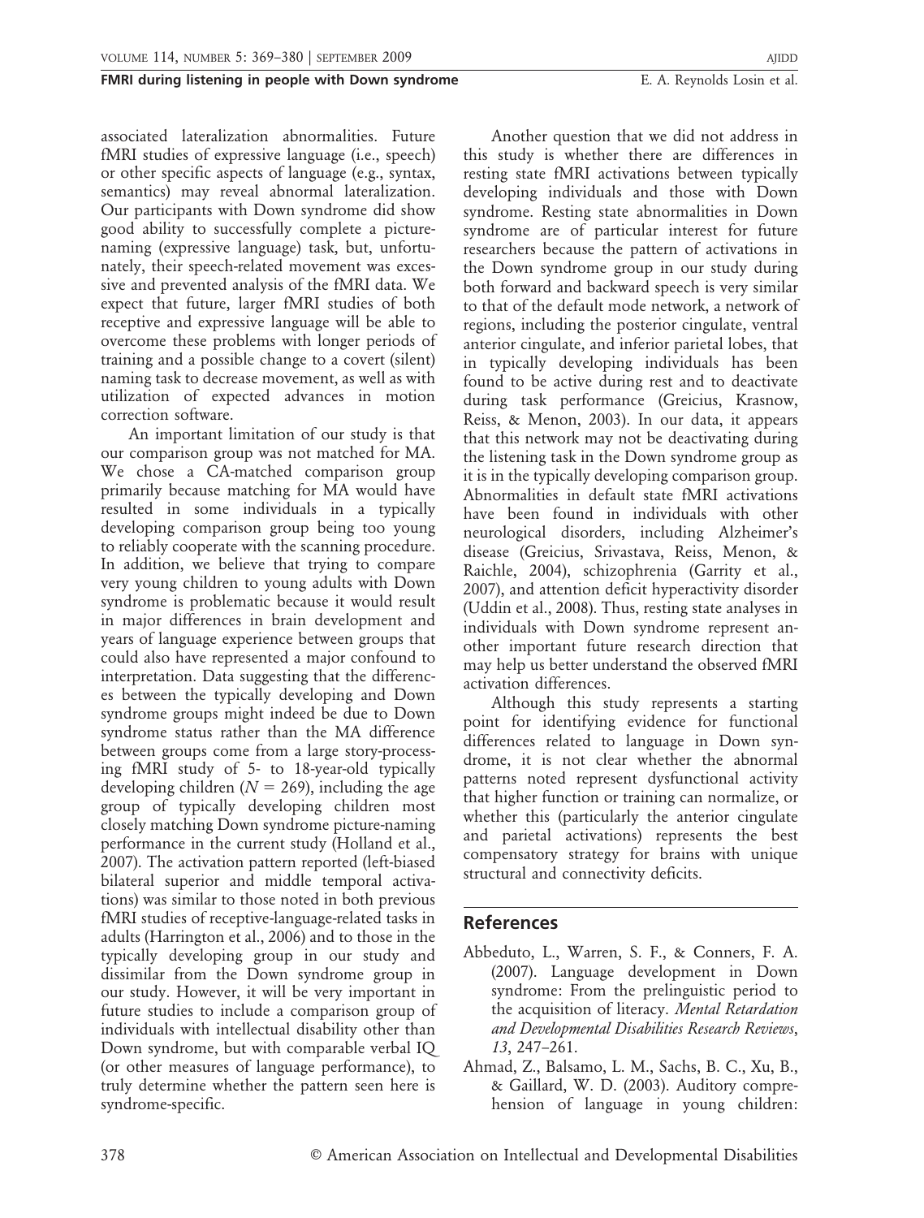associated lateralization abnormalities. Future fMRI studies of expressive language (i.e., speech) or other specific aspects of language (e.g., syntax, semantics) may reveal abnormal lateralization. Our participants with Down syndrome did show good ability to successfully complete a picture-naming (expressive language) task, but, unfortunately, their speech-related movement was excessive and prevented analysis of the fMRI data. We expect that future, larger fMRI studies of both receptive and expressive language will be able to overcome these problems with longer periods of training and a possible change to a covert (silent) naming task to decrease movement, as well as with utilization of expected advances in motion correction software.

An important limitation of our study is that our comparison group was not matched for MA. We chose a CA-matched comparison group primarily because matching for MA would have resulted in some individuals in a typically developing comparison group being too young to reliably cooperate with the scanning procedure. In addition, we believe that trying to compare very young children to young adults with Down syndrome is problematic because it would result in major differences in brain development and years of language experience between groups that could also have represented a major confound to interpretation. Data suggesting that the differences between the typically developing and Down syndrome groups might indeed be due to Down syndrome status rather than the MA difference between groups come from a large story-processing fMRI study of 5- to 18-year-old typically developing children ($N = 269$), including the age group of typically developing children most closely matching Down syndrome picture-naming performance in the current study (Holland et al., 2007). The activation pattern reported (left-biased bilateral superior and middle temporal activations) was similar to those noted in both previous fMRI studies of receptive-language-related tasks in adults (Harrington et al., 2006) and to those in the typically developing group in our study and dissimilar from the Down syndrome group in our study. However, it will be very important in future studies to include a comparison group of individuals with intellectual disability other than Down syndrome, but with comparable verbal IQ (or other measures of language performance), to truly determine whether the pattern seen here is syndrome-specific.

Another question that we did not address in this study is whether there are differences in resting state fMRI activations between typically developing individuals and those with Down syndrome. Resting state abnormalities in Down syndrome are of particular interest for future researchers because the pattern of activations in the Down syndrome group in our study during both forward and backward speech is very similar to that of the default mode network, a network of regions, including the posterior cingulate, ventral anterior cingulate, and inferior parietal lobes, that in typically developing individuals has been found to be active during rest and to deactivate during task performance (Greicius, Krasnow, Reiss, & Menon, 2003). In our data, it appears that this network may not be deactivating during the listening task in the Down syndrome group as it is in the typically developing comparison group. Abnormalities in default state fMRI activations have been found in individuals with other neurological disorders, including Alzheimer's disease (Greicius, Srivastava, Reiss, Menon, & Raichle, 2004), schizophrenia (Garrity et al., 2007), and attention deficit hyperactivity disorder (Uddin et al., 2008). Thus, resting state analyses in individuals with Down syndrome represent another important future research direction that may help us better understand the observed fMRI activation differences.

Although this study represents a starting point for identifying evidence for functional differences related to language in Down syndrome, it is not clear whether the abnormal patterns noted represent dysfunctional activity that higher function or training can normalize, or whether this (particularly the anterior cingulate and parietal activations) represents the best compensatory strategy for brains with unique structural and connectivity deficits.

## References

Abbeduto, L., Warren, S. F., & Conners, F. A. (2007). Language development in Down syndrome: From the prelinguistic period to the acquisition of literacy. *Mental Retardation and Developmental Disabilities Research Reviews*, *13*, 247–261.

Ahmad, Z., Balsamo, L. M., Sachs, B. C., Xu, B., & Gaillard, W. D. (2003). Auditory comprehension of language in young children: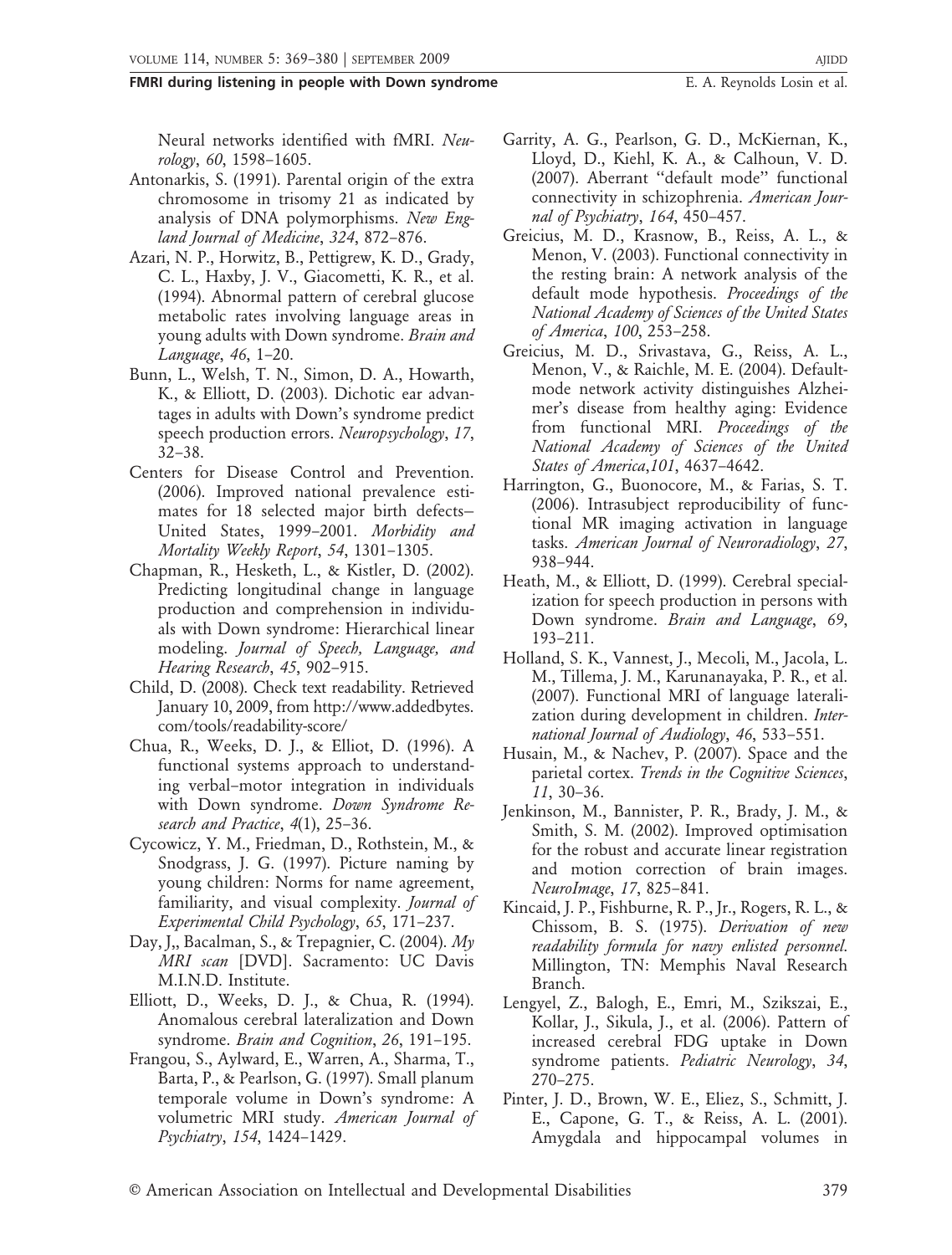Neural networks identified with fMRI. *Neurology*, *60*, 1598–1605.

Antonarkis, S. (1991). Parental origin of the extra chromosome in trisomy 21 as indicated by analysis of DNA polymorphisms. *New England Journal of Medicine*, *324*, 872–876.

Azari, N. P., Horwitz, B., Pettigrew, K. D., Grady, C. L., Haxby, J. V., Giacometti, K. R., et al. (1994). Abnormal pattern of cerebral glucose metabolic rates involving language areas in young adults with Down syndrome. *Brain and Language*, *46*, 1–20.

Bunn, L., Welsh, T. N., Simon, D. A., Howarth, K., & Elliott, D. (2003). Dichotic ear advantages in adults with Down's syndrome predict speech production errors. *Neuropsychology*, *17*, 32–38.

Centers for Disease Control and Prevention. (2006). Improved national prevalence estimates for 18 selected major birth defects–United States, 1999–2001. *Morbidity and Mortality Weekly Report*, *54*, 1301–1305.

Chapman, R., Hesketh, L., & Kistler, D. (2002). Predicting longitudinal change in language production and comprehension in individuals with Down syndrome: Hierarchical linear modeling. *Journal of Speech, Language, and Hearing Research*, *45*, 902–915.

Child, D. (2008). Check text readability. Retrieved January 10, 2009, from http://www.addedbytes.com/tools/readability-score/

Chua, R., Weeks, D. J., & Elliot, D. (1996). A functional systems approach to understanding verbal–motor integration in individuals with Down syndrome. *Down Syndrome Research and Practice*, *4*(1), 25–36.

Cycowicz, Y. M., Friedman, D., Rothstein, M., & Snodgrass, J. G. (1997). Picture naming by young children: Norms for name agreement, familiarity, and visual complexity. *Journal of Experimental Child Psychology*, *65*, 171–237.

Day, J,, Bacalman, S., & Trepagnier, C. (2004). *My MRI scan* [DVD]. Sacramento: UC Davis M.I.N.D. Institute.

Elliott, D., Weeks, D. J., & Chua, R. (1994). Anomalous cerebral lateralization and Down syndrome. *Brain and Cognition*, *26*, 191–195.

Frangou, S., Aylward, E., Warren, A., Sharma, T., Barta, P., & Pearlson, G. (1997). Small planum temporale volume in Down's syndrome: A volumetric MRI study. *American Journal of Psychiatry*, *154*, 1424–1429.

Garrity, A. G., Pearlson, G. D., McKiernan, K., Lloyd, D., Kiehl, K. A., & Calhoun, V. D. (2007). Aberrant "default mode" functional connectivity in schizophrenia. *American Journal of Psychiatry*, *164*, 450–457.

Greicius, M. D., Krasnow, B., Reiss, A. L., & Menon, V. (2003). Functional connectivity in the resting brain: A network analysis of the default mode hypothesis. *Proceedings of the National Academy of Sciences of the United States of America*, *100*, 253–258.

Greicius, M. D., Srivastava, G., Reiss, A. L., Menon, V., & Raichle, M. E. (2004). Default-mode network activity distinguishes Alzheimer's disease from healthy aging: Evidence from functional MRI. *Proceedings of the National Academy of Sciences of the United States of America*,*101*, 4637–4642.

Harrington, G., Buonocore, M., & Farias, S. T. (2006). Intrasubject reproducibility of functional MR imaging activation in language tasks. *American Journal of Neuroradiology*, *27*, 938–944.

Heath, M., & Elliott, D. (1999). Cerebral specialization for speech production in persons with Down syndrome. *Brain and Language*, *69*, 193–211.

Holland, S. K., Vannest, J., Mecoli, M., Jacola, L. M., Tillema, J. M., Karunanayaka, P. R., et al. (2007). Functional MRI of language lateralization during development in children. *International Journal of Audiology*, *46*, 533–551.

Husain, M., & Nachev, P. (2007). Space and the parietal cortex. *Trends in the Cognitive Sciences*, *11*, 30–36.

Jenkinson, M., Bannister, P. R., Brady, J. M., & Smith, S. M. (2002). Improved optimisation for the robust and accurate linear registration and motion correction of brain images. *NeuroImage*, *17*, 825–841.

Kincaid, J. P., Fishburne, R. P., Jr., Rogers, R. L., & Chissom, B. S. (1975). *Derivation of new readability formula for navy enlisted personnel*. Millington, TN: Memphis Naval Research Branch.

Lengyel, Z., Balogh, E., Emri, M., Szikszai, E., Kollar, J., Sikula, J., et al. (2006). Pattern of increased cerebral FDG uptake in Down syndrome patients. *Pediatric Neurology*, *34*, 270–275.

Pinter, J. D., Brown, W. E., Eliez, S., Schmitt, J. E., Capone, G. T., & Reiss, A. L. (2001). Amygdala and hippocampal volumes in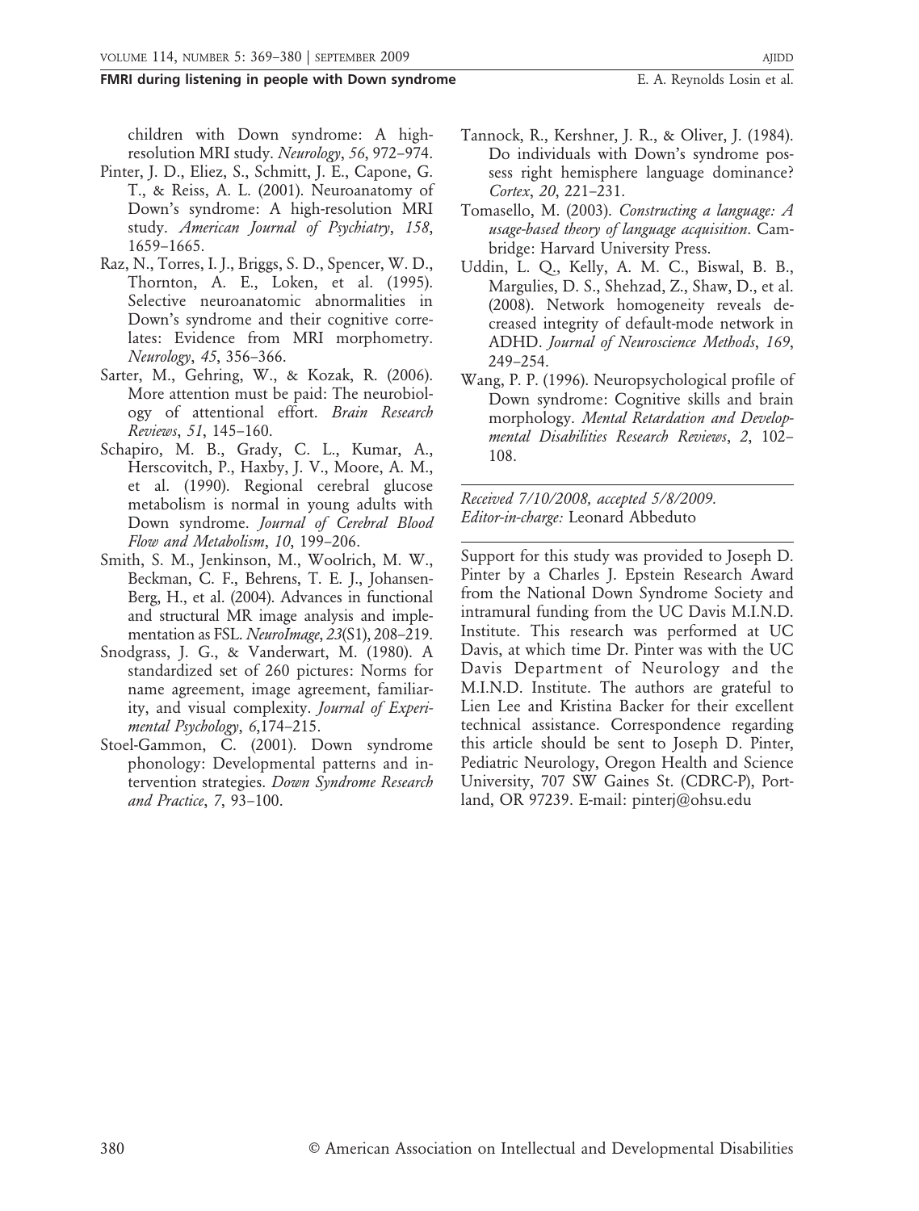children with Down syndrome: A high-resolution MRI study. *Neurology*, *56*, 972–974.

Pinter, J. D., Eliez, S., Schmitt, J. E., Capone, G. T., & Reiss, A. L. (2001). Neuroanatomy of Down's syndrome: A high-resolution MRI study. *American Journal of Psychiatry*, *158*, 1659–1665.

Raz, N., Torres, I. J., Briggs, S. D., Spencer, W. D., Thornton, A. E., Loken, et al. (1995). Selective neuroanatomic abnormalities in Down's syndrome and their cognitive correlates: Evidence from MRI morphometry. *Neurology*, *45*, 356–366.

Sarter, M., Gehring, W., & Kozak, R. (2006). More attention must be paid: The neurobiology of attentional effort. *Brain Research Reviews*, *51*, 145–160.

Schapiro, M. B., Grady, C. L., Kumar, A., Herscovitch, P., Haxby, J. V., Moore, A. M., et al. (1990). Regional cerebral glucose metabolism is normal in young adults with Down syndrome. *Journal of Cerebral Blood Flow and Metabolism*, *10*, 199–206.

Smith, S. M., Jenkinson, M., Woolrich, M. W., Beckman, C. F., Behrens, T. E. J., Johansen-Berg, H., et al. (2004). Advances in functional and structural MR image analysis and implementation as FSL. *NeuroImage*, *23*(S1), 208–219.

Snodgrass, J. G., & Vanderwart, M. (1980). A standardized set of 260 pictures: Norms for name agreement, image agreement, familiarity, and visual complexity. *Journal of Experimental Psychology*, *6*,174–215.

Stoel-Gammon, C. (2001). Down syndrome phonology: Developmental patterns and intervention strategies. *Down Syndrome Research and Practice*, *7*, 93–100.

Tannock, R., Kershner, J. R., & Oliver, J. (1984). Do individuals with Down's syndrome possess right hemisphere language dominance? *Cortex*, *20*, 221–231.

Tomasello, M. (2003). *Constructing a language: A usage-based theory of language acquisition*. Cambridge: Harvard University Press.

Uddin, L. Q., Kelly, A. M. C., Biswal, B. B., Margulies, D. S., Shehzad, Z., Shaw, D., et al. (2008). Network homogeneity reveals decreased integrity of default-mode network in ADHD. *Journal of Neuroscience Methods*, *169*, 249–254.

Wang, P. P. (1996). Neuropsychological profile of Down syndrome: Cognitive skills and brain morphology. *Mental Retardation and Developmental Disabilities Research Reviews*, *2*, 102–108.

---

*Received 7/10/2008, accepted 5/8/2009.*
*Editor-in-charge:* Leonard Abbeduto

---

Support for this study was provided to Joseph D. Pinter by a Charles J. Epstein Research Award from the National Down Syndrome Society and intramural funding from the UC Davis M.I.N.D. Institute. This research was performed at UC Davis, at which time Dr. Pinter was with the UC Davis Department of Neurology and the M.I.N.D. Institute. The authors are grateful to Lien Lee and Kristina Backer for their excellent technical assistance. Correspondence regarding this article should be sent to Joseph D. Pinter, Pediatric Neurology, Oregon Health and Science University, 707 SW Gaines St. (CDRC-P), Portland, OR 97239. E-mail: pinterj@ohsu.edu

© American Association on Intellectual and Developmental Disabilities